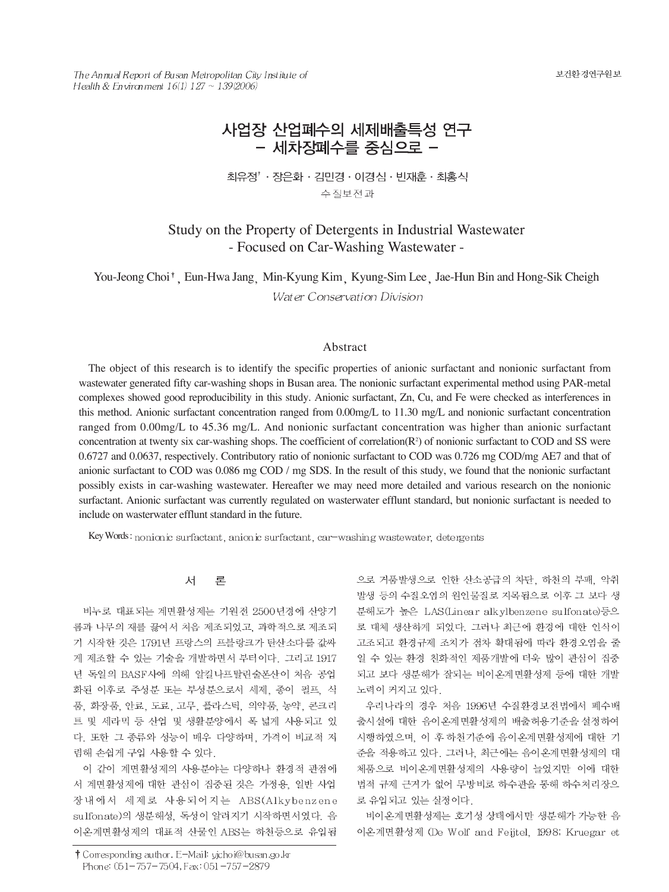# 사업장 산업폐수의 세제배출특성 연구
## - 세차장폐수를 중심으로 -

최유정[†] · 장은화 · 김민경 · 이경심 · 빈재훈 · 최홍식

수질보전과

# Study on the Property of Detergents in Industrial Wastewater
## - Focused on Car-Washing Wastewater -

You-Jeong Choi[†], Eun-Hwa Jang, Min-Kyung Kim, Kyung-Sim Lee, Jae-Hun Bin and Hong-Sik Cheigh

*Water Conservation Division*

## Abstract

The object of this research is to identify the specific properties of anionic surfactant and nonionic surfactant from wastewater generated fifty car-washing shops in Busan area. The nonionic surfactant experimental method using PAR-metal complexes showed good reproducibility in this study. Anionic surfactant, Zn, Cu, and Fe were checked as interferences in this method. Anionic surfactant concentration ranged from 0.00mg/L to 11.30 mg/L and nonionic surfactant concentration ranged from 0.00mg/L to 45.36 mg/L. And nonionic surfactant concentration was higher than anionic surfactant concentration at twenty six car-washing shops. The coefficient of correlation($R^2$) of nonionic surfactant to COD and SS were 0.6727 and 0.0637, respectively. Contributory ratio of nonionic surfactant to COD was 0.726 mg COD/mg AE7 and that of anionic surfactant to COD was 0.086 mg COD / mg SDS. In the result of this study, we found that the nonionic surfactant possibly exists in car-washing wastewater. Hereafter we may need more detailed and various research on the nonionic surfactant. Anionic surfactant was currently regulated on wasterwater efflunt standard, but nonionic surfactant is needed to include on wasterwater efflunt standard in the future.

Key Words : nonionic surfactant, anionic surfactant, car-washing wastewater, detergents

## 서 론

비누로 대표되는 계면활성제는 기원전 2500년경에 산양기름과 나무의 재를 끓여서 처음 제조되었고, 과학적으로 제조되기 시작한 것은 1791년 프랑스의 프블랑크가 탄산소다를 값싸게 제조할 수 있는 기술을 개발하면서 부터이다. 그리고 1917년 독일의 BASF사에 의해 알킬나프탈린술폰산이 처음 공업화된 이후로 주성분 또는 부성분으로서 세제, 종이 펄프, 식품, 화장품, 안료, 도료, 고무, 플라스틱, 의약품, 농약, 콘크리트 및 세라믹 등 산업 및 생활분양에서 폭 넓게 사용되고 있다. 또한 그 종류와 성능이 매우 다양하며, 가격이 비교적 저렴해 손쉽게 구입 사용할 수 있다.

이 같이 계면활성제의 사용분야는 다양하나 환경적 관점에서 계면활성제에 대한 관심이 집중된 것은 가정용, 일반 사업장내에서 세제로 사용되어지는 ABS(Alkybenzene sulfonate)의 생분해성, 독성이 알려지기 시작하면서였다. 음이온계면활성제의 대표적 산물인 ABS는 하천등으로 유입됨으로 거품발생으로 인한 산소공급의 차단, 하천의 부패, 악취발생 등의 수질오염의 원인물질로 지목됨으로 이후 그 보다 생분해도가 높은 LAS(Linear alkylbenzene sulfonate)등으로 대체 생산하게 되었다. 그러나 최근에 환경에 대한 인식이 고조되고 환경규제 조치가 점차 확대됨에 따라 환경오염을 줄일 수 있는 환경 친화적인 제품개발에 더욱 많이 관심이 집중되고 보다 생분해가 잘되는 비이온계면활성제 등에 대한 개발 노력이 커지고 있다.

우리나라의 경우 처음 1996년 수질환경보전법에서 폐수배출시설에 대한 음이온계면활성제의 배출허용기준을 설정하여 시행하였으며, 이 후 하천기준에 음이온계면활성제에 대한 기준을 적용하고 있다. 그러나, 최근에는 음이온계면활성제의 대체품으로 비이온계면활성제의 사용량이 늘었지만 이에 대한 법적 규제 근거가 없어 무방비로 하수관을 통해 하수처리장으로 유입되고 있는 실정이다.

비이온계면활성제는 호기성 상태에서만 생분해가 가능한 음이온계면활성제 (De Wolf and Feijtel, 1998; Kruegar et

† Corresponding author. E-Mail: yjchoi@busan.go.kr
Phone: 051-757-7504, Fax: 051-757-2879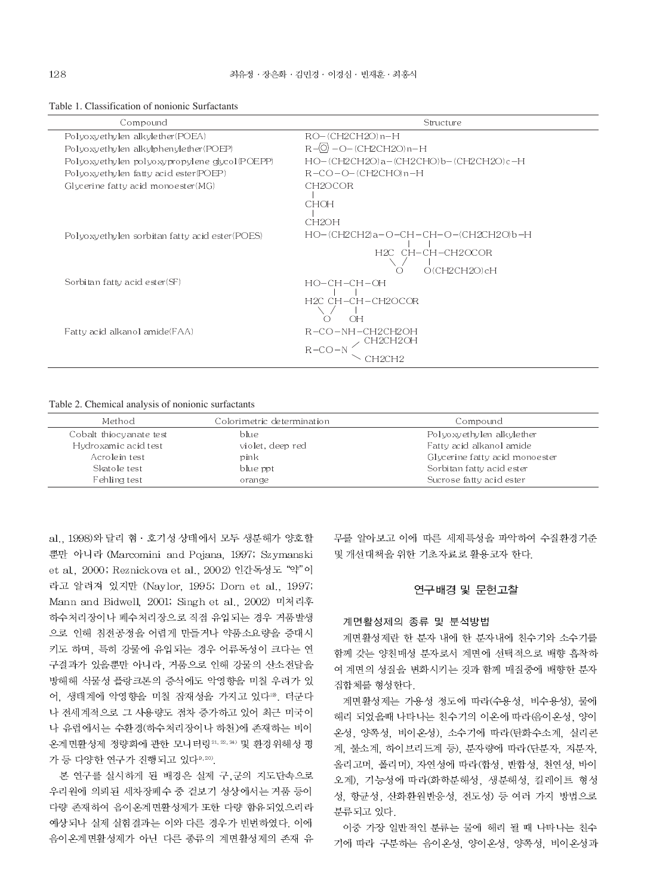Table 1. Classification of nonionic Surfactants

| Compound | Structure |
|---|---|
| Polyoxyethylen alkylether(POEA) | RO-(CH2CH2O)n-H |
| Polyoxyethylen alkylphenylether(POEP) | R-⌬-O-(CH2CH2O)n-H |
| Polyoxyethylen polyoxypropylene glycol(POEPP) | HO-(CH2CH2O)a-(CH2CHO)b-(CH2CH2O)c-H |
| Polyoxyethylen fatty acid ester(POEP) | R-CO-O-(CH2CHO)n-H |
| Glycerine fatty acid monoester(MG) | CH2OCOR / CHOH / CH2OH |
| Polyoxyethylen sorbitan fatty acid ester(POES) | HO-(CH2CH2)a-O-CH-CH-O-(CH2CH2O)b-H / H2C CH-CH-CH2OCOR / O O(CH2CH2O)cH |
| Sorbitan fatty acid ester(SF) | HO-CH-CH-OH / H2C CH-CH-CH2OCOR / O OH |
| Fatty acid alkanol amide(FAA) | R-CO-NH-CH2CH2OH / R-CO-N(CH2CH2OH)(CH2CH2) |

Table 2. Chemical analysis of nonionic surfactants

| Method | Colorimetric determination | Compound |
|---|---|---|
| Cobalt thiocyanate test | blue | Polyoxyethylen alkylether |
| Hydroxamic acid test | violet, deep red | Fatty acid alkanol amide |
| Acrolein test | pink | Glycerine fatty acid monoester |
| Skatole test | blue ppt | Sorbitan fatty acid ester |
| Fehling test | orange | Sucrose fatty acid ester |

al., 1998)와 달리 혐·호기성 상태에서 모두 생분해가 양호할 뿐만 아니라 (Marcomini and Pojana, 1997; Szymanski et al., 2000; Reznickova et al., 2002) 인간독성도 "약"이라고 알려져 있지만 (Naylor, 1995; Dorn et al., 1997; Mann and Bidwell, 2001; Singh et al., 2002) 미처리후 하수처리장이나 폐수처리장으로 직접 유입되는 경우 거품발생으로 인해 침전공정을 어렵게 만들거나 약품소요량을 증대시키도 하며, 특히 강물에 유입되는 경우 어류독성이 크다는 연구결과가 있을뿐만 아니라, 거품으로 인해 강물의 산소전달을 방해해 식물성 플랑크톤의 증식에도 악영향을 미칠 우려가 있어, 생태계에 악영향을 미칠 잠재성을 가지고 있다[19]. 더군다나 전세계적으로 그 사용량도 점차 증가하고 있어 최근 미국이나 유럽에서는 수환경(하수처리장이나 하천)에 존재하는 비이온계면활성제 정량화에 관한 모니터링[21, 22, 24] 및 환경위해성 평가 등 다양한 연구가 진행되고 있다[9, 20].

본 연구를 실시하게 된 배경은 실제 구,군의 지도단속으로 우리원에 의뢰된 세차장폐수 중 겉보기 성상에서는 거품 등이 다량 존재하여 음이온계면활성제가 또한 다량 함유되었으리라 예상되나 실제 실험결과는 이와 다른 경우가 빈번하였다. 이에 음이온계면활성제가 아닌 다른 종류의 계면활성제의 존재 유무를 알아보고 이에 따른 세제특성을 파악하여 수질환경기준 및 개선대책을 위한 기초자료로 활용코자 한다.

## 연구배경 및 문헌고찰

### 계면활성제의 종류 및 분석방법

계면활성제란 한 분자 내에 한 분자내에 친수기와 소수기를 함께 갖는 양친매성 분자로서 계면에 선택적으로 배향 흡착하여 계면의 성질을 변화시키는 것과 함께 매질중에 배향한 분자집합체를 형성한다.

계면활성제는 가용성 정도에 따라(수용성, 비수용성), 물에 해리 되었을때 나타나는 친수기의 이온에 따라(음이온성, 양이온성, 양쪽성, 비이온성), 소수기에 따라(탄화수소계, 실리콘계, 불소계, 하이브리드계 등), 분자량에 따라(단분자, 저분자, 올리고머, 폴리머), 자연성에 따라(합성, 반합성, 천연성, 바이오계), 기능성에 따라(화학분해성, 생분해성, 킬레이트 형성성, 항균성, 산화환원반응성, 전도성) 등 여러 가지 방법으로 분류되고 있다.

이중 가장 일반적인 분류는 물에 해리 될 때 나타나는 친수기에 따라 구분하는 음이온성, 양이온성, 양쪽성, 비이온성과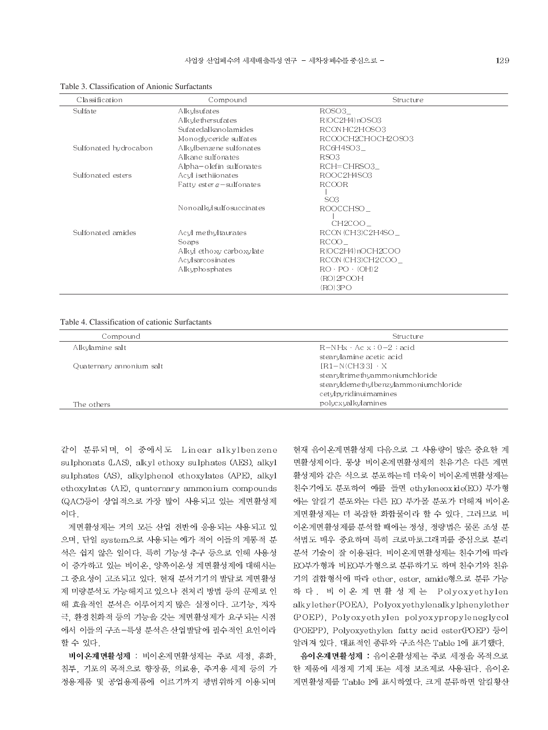Table 3. Classification of Anionic Surfactants

| Classification | Compound | Structure |
|---|---|---|
| Sulfate | Alkylsufates | ROSO3_ |
| | Alkylethersufates | R(OC2H4)nOSO3 |
| | Sufatedalkanolamides | RCONHC2HOSO3 |
| | Monoglyceride sulfates | RCOOCH2CHOCH2OSO3 |
| Sulfonated hydrocabon | Alkylbenzene sulfonates | RC6H4SO3_ |
| | Alkane sulfonates | RSO3 |
| | Alpha-olefin sulfonates | RCH=CHRSO3_ |
| Sulfonated esters | Acyl isethiionates | ROOC2H4SO3 |
| | Fatty ester α-sulfonates | RCOOR / SO3 |
| | Nonoalkylsulfosuccinates | ROOCCHSO_ / CH2COO_ |
| Sulfonated amides | Acyl methyltaurates | RCON(CH3)C2H4SO_ |
| | Soaps | RCOO_ |
| | Alkyl ethoxy carboxylate | R(OC2H4)nOCH2COO |
| | Acylsarcosinates | RCON(CH3)CH2COO_ |
| | Alkyphosphates | RO · PO · (OH)2 |
| | | (RO)2POOH |
| | | (RO)3PO |

Table 4. Classification of cationic Surfactants

| Compound | Structure |
|---|---|
| Alkylamine salt | R-NHx · Ac x : 0-2 : acid |
| | stearylamine acetic acid |
| Quaternary annonium salt | [R1-N(CH3)3] · X |
| | stearyltrimethyammoniumchloride |
| | stearyldemethylbenzylammoniumchloride |
| | cetylpyridinuimamines |
| The others | polycxyalkylamines |

같이 분류되며, 이 중에서도 Linear alkylbenzene sulphonats (LAS), alkyl ethoxy sulphates (AES), alkyl sulphates (AS), alkylphenol ethoxylates (APE), alkyl ethoxylates (AE), quaternary ammonium compounds (QAC)등이 상업적으로 가장 많이 사용되고 있는 계면활성제이다.

계면활성제는 거의 모든 산업 전반에 응용되는 사용되고 있으며, 단일 system으로 사용되는 예가 적어 이들의 계통적 분석은 쉽지 않은 일이다. 특히 기능성 추구 등으로 인해 사용성이 증가하고 있는 비이온, 양쪽이온성 계면활성제에 대해서는 그 중요성이 고조되고 있다. 현재 분석기기의 발달로 계면활성제 미량분석도 가능해지고 있으나 전처리 방법 등의 문제로 인해 효율적인 분석은 이루어지지 않은 실정이다. 고기능, 저자극, 환경친화적 등의 기능을 갖는 계면활성제가 요구되는 시점에서 이들의 구조-특성 분석은 산업발달에 필수적인 요인이라 할 수 있다.

**비이온계면활성제** : 비이온계면활성제는 주로 세정, 휴화, 침투, 기포의 목적으로 향장품, 의료용, 주거용 세제 등의 가정용제품 및 공업용제품에 이르기까지 광범위하게 이용되며 현재 음이온계면활성제 다음으로 그 사용량이 많은 중요한 계면활성제이다. 통상 비이온계면활성제의 친유기은 다른 계면활성제와 같은 식으로 분포하는데 더욱이 비이온계면활성제는 친수기에도 분포하여 예를 들면 ethyleneoxide(EO) 부가형에는 알킬기 분포와는 다른 EO 부가몰 분포가 더해져 비이온계면활성제는 더 복잡한 화합물이라 할 수 있다. 그러므로 비이온계면활성제를 분석할 때에는 정성, 정량법은 물론 조성 분석법도 매우 중요하며 특히 크로마토그래피를 중심으로 분리 분석 기술이 잘 이용된다. 비이온계면활성제는 친수기에 따라 EO부가형과 비EO부가형으로 분류하기도 하며 친수기와 친유기의 결합형식에 따라 ether, ester, amide형으로 분류 가능하다. 비이온계면활성제는 Polyoxyethylen alkylether(POEA), Polyoxyethylenalkylphenylether (POEP), Polyoxyethylen polyoxypropyleneglycol (POEPP), Polyoxyethylen fatty acid ester(POEP) 등이 알려져 있다. 대표적인 종류와 구조식은 Table 1에 표기했다.

**음이온계면활성제** : 음이온활성제는 주로 세정을 목적으로 한 제품에 세정제 기제 또는 세정 보조제로 사용된다. 음이온계면활성제를 Table 1에 표시하였다. 크게 분류하면 알킬황산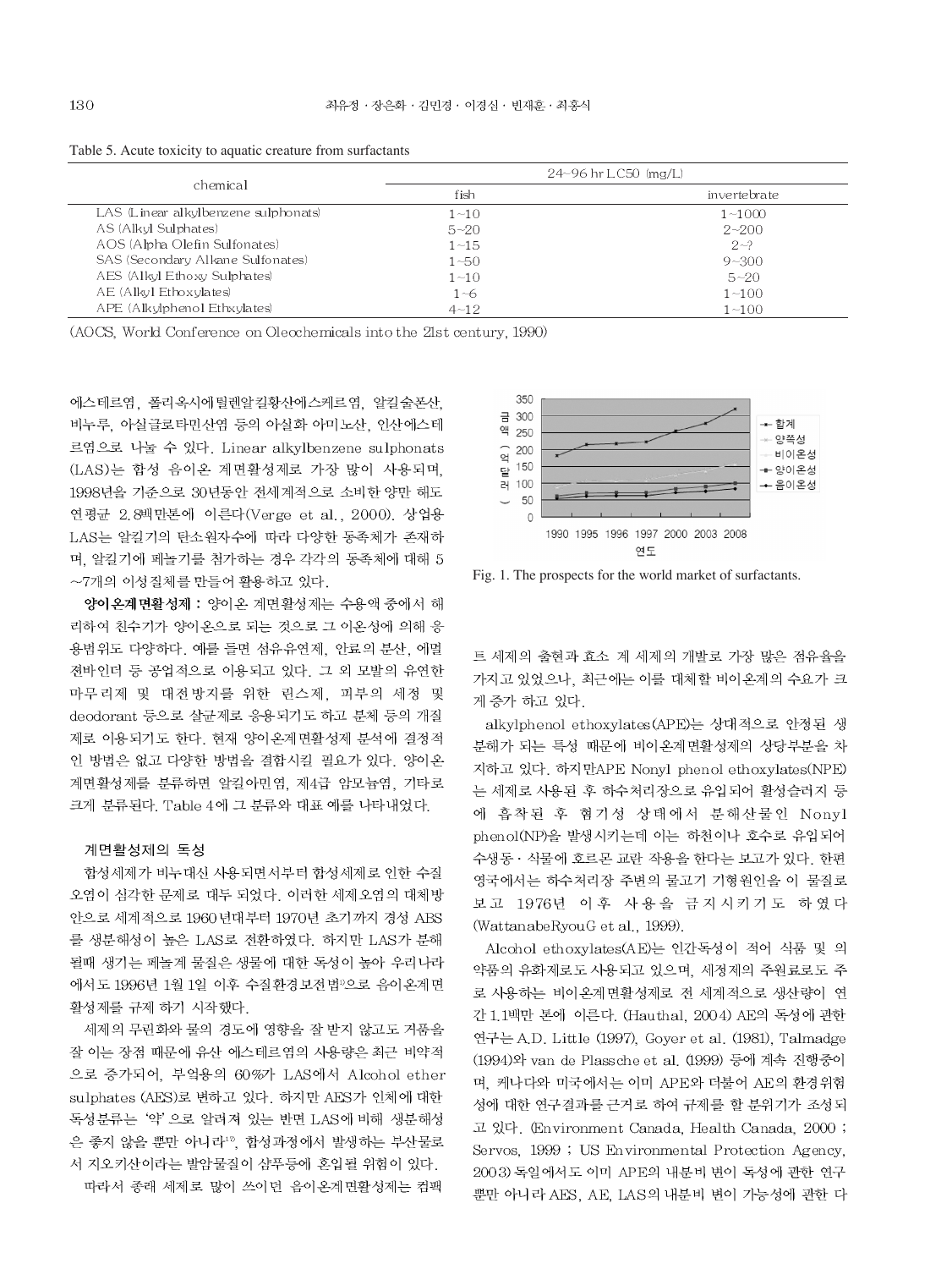Table 5. Acute toxicity to aquatic creature from surfactants

| chemical | 24~96 hr LC50 (mg/L) | |
|---|---|---|
| | fish | invertebrate |
| LAS (Linear alkylbenzene sulphonats) | 1~10 | 1~1000 |
| AS (Alkyl Sulphates) | 5~20 | 2~200 |
| AOS (Alpha Olefin Sulfonates) | 1~15 | 2~? |
| SAS (Secondary Alkane Sulfonates) | 1~50 | 9~300 |
| AES (Alkyl Ethoxy Sulphates) | 1~10 | 5~20 |
| AE (Alkyl Ethoxylates) | 1~6 | 1~100 |
| APE (Alkylphenol Ethxylates) | 4~12 | 1~100 |

(AOCS, World Conference on Oleochemicals into the 21st century, 1990)

에스테르염, 폴리옥시에틸렌알킬황산에스케르염, 알킬술폰산, 비누루, 아실글로타민산염 등의 아실화 아미노산, 인산에스테르염으로 나눌 수 있다. Linear alkylbenzene sulphonats (LAS)는 합성 음이온 계면활성제로 가장 많이 사용되며, 1998년을 기준으로 30년동안 전세계적으로 소비한 양만 해도 연평균 2.8백만톤에 이른다(Verge et al., 2000). 상업용 LAS는 알킬기의 탄소원자수에 따라 다양한 동족체가 존재하며, 알킬기에 페놀기를 첨가하는 경우 각각의 동족체에 대해 5~7개의 이성질체를 만들어 활용하고 있다.

**양이온계면활성제 :** 양이온 계면활성제는 수용액 중에서 해리하여 친수기가 양이온으로 되는 것으로 그 이온성에 의해 응용범위도 다양하다. 예를 들면 섬유유연제, 안료의 분산, 에멀젼바인더 등 공업적으로 이용되고 있다. 그 외 모발의 유연한 마무리제 및 대전방지를 위한 린스제, 피부의 세정 및 deodorant 등으로 살균제로 응용되기도 하고 분체 등의 개질제로 이용되기도 한다. 현재 양이온계면활성제 분석에 결정적인 방법은 없고 다양한 방법을 결합시킬 필요가 있다. 양이온계면활성제를 분류하면 알킬아민염, 제4급 암모늄염, 기타로 크게 분류된다. Table 4에 그 분류와 대표 예를 나타내었다.

### 계면활성제의 독성

합성세제가 비누대신 사용되면서부터 합성세제로 인한 수질오염이 심각한 문제로 대두 되었다. 이러한 세제오염의 대체방안으로 세계적으로 1960년대부터 1970년 초기까지 경성 ABS를 생분해성이 높은 LAS로 전환하였다. 하지만 LAS가 분해될때 생기는 페놀계 물질은 생물에 대한 독성이 높아 우리나라에서도 1996년 1월 1일 이후 수질환경보전법[9]으로 음이온계면활성제를 규제 하기 시작했다.

세제의 무린화와 물의 경도에 영향을 잘 받지 않고도 거품을 잘 이는 장점 때문에 유산 에스테르염의 사용량은 최근 비약적으로 증가되어, 부엌용의 60%가 LAS에서 Alcohol ether sulphates (AES)로 변하고 있다. 하지만 AES가 인체에 대한 독성분류는 '약'으로 알려져 있는 반면 LAS에 비해 생분해성은 좋지 않을 뿐만 아니라[19], 합성과정에서 발생하는 부산물로서 지오키산이라는 발암물질이 샴푸등에 혼입될 위험이 있다.

따라서 종래 세제로 많이 쓰이던 음이온계면활성제는 컴팩트 세제의 출현과 효소 계 세제의 개발로 가장 많은 점유율을 가지고 있었으나, 최근에는 이를 대체할 비이온계의 수요가 크게 증가 하고 있다.

Fig. 1. The prospects for the world market of surfactants.

alkylphenol ethoxylates(APE)는 상대적으로 안정된 생분해가 되는 특성 때문에 비이온계면활성제의 상당부분을 차지하고 있다. 하지만APE Nonyl phenol ethoxylates(NPE)는 세제로 사용된 후 하수처리장으로 유입되어 활성슬러지 등에 흡착된 후 혐기성 상태에서 분해산물인 Nonyl phenol(NP)을 발생시키는데 이는 하천이나 호수로 유입되어 수생동·식물에 호르몬 교란 작용을 한다는 보고가 있다. 한편 영국에서는 하수처리장 주변의 물고기 기형원인을 이 물질로 보고 1976년 이후 사용을 금지시키기도 하였다 (WattanabeRyouG et al., 1999).

Alcohol ethoxylates(AE)는 인간독성이 적어 식품 및 의약품의 유화제로도 사용되고 있으며, 세정제의 주원료로도 주로 사용하는 비이온계면활성제로 전 세계적으로 생산량이 연간 1.1백만 톤에 이른다. (Hauthal, 2004) AE의 독성에 관한 연구는 A.D. Little (1997), Goyer et al. (1981), Talmadge (1994)와 van de Plassche et al. (1999) 등에 계속 진행중이며, 케나다와 미국에서는 이미 APE와 더불어 AE의 환경위험성에 대한 연구결과를 근거로 하여 규제를 할 분위기가 조성되고 있다. (Environment Canada, Health Canada, 2000 ; Servos, 1999 ; US Environmental Protection Agency, 2003) 독일에서도 이미 APE의 내분비 변이 독성에 관한 연구뿐만 아니라 AES, AE, LAS의 내분비 변이 가능성에 관한 다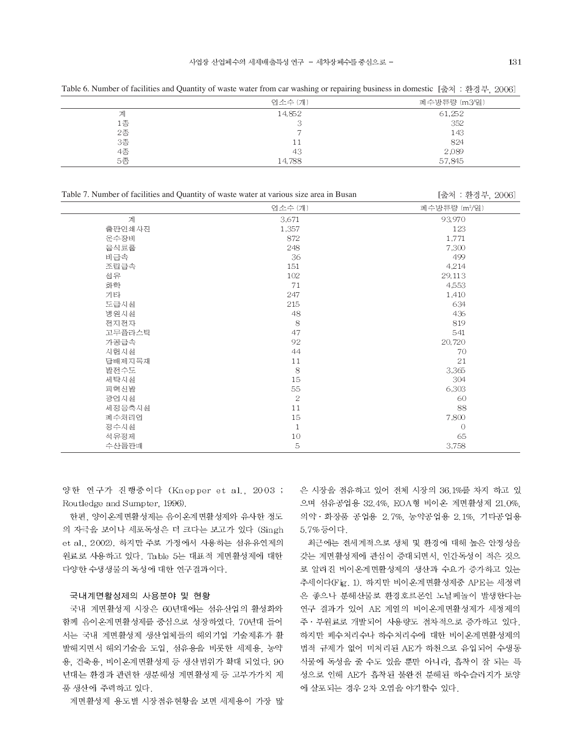Table 6. Number of facilities and Quantity of waste water from car washing or repairing business in domestic [출처 : 환경부, 2006]

| | 업소수 (개) | 폐수방류량 (m3/일) |
|---|---|---|
| 계 | 14,852 | 61,252 |
| 1종 | 3 | 352 |
| 2종 | 7 | 143 |
| 3종 | 11 | 824 |
| 4종 | 43 | 2,089 |
| 5종 | 14,788 | 57,845 |

Table 7. Number of facilities and Quantity of waste water at various size area in Busan [출처 : 환경부, 2006]

| | 업소수 (개) | 폐수방류량 ($m^3$/일) |
|---|---|---|
| 계 | 3,671 | 93,970 |
| 출판인쇄사진 | 1,357 | 123 |
| 운수장비 | 872 | 1,771 |
| 음식료품 | 248 | 7,300 |
| 비금속 | 36 | 499 |
| 조립금속 | 151 | 4,214 |
| 섬유 | 102 | 29,113 |
| 화학 | 71 | 4,553 |
| 기타 | 247 | 1,410 |
| 도급시설 | 215 | 634 |
| 병원시설 | 48 | 436 |
| 전지전자 | 8 | 819 |
| 고무플라스틱 | 47 | 541 |
| 가공금속 | 92 | 20,720 |
| 시험시설 | 44 | 70 |
| 담배제지목재 | 11 | 21 |
| 발전수도 | 8 | 3,365 |
| 세탁시설 | 15 | 304 |
| 피혁신발 | 55 | 6,303 |
| 광업시설 | 2 | 60 |
| 세정음축시설 | 11 | 88 |
| 폐수처리업 | 15 | 7,800 |
| 정수시설 | 1 | 0 |
| 석유정제 | 10 | 65 |
| 수산물판매 | 5 | 3,758 |

양한 연구가 진행중이다 (Knepper et al., 2003 ; Routledge and Sumpter, 1996).

한편, 양이온계면활성제는 음이온계면활성제와 유사한 정도의 자극을 보이나 세포독성은 더 크다는 보고가 있다 (Singh et al., 2002). 하지만 주로 가정에서 사용하는 섬유유연제의 원료로 사용하고 있다. Table 5는 대표적 계면활성제에 대한 다양한 수생생물의 독성에 대한 연구결과이다.

### 국내계면활성제의 사용분야 및 현황

국내 계면활성제 시장은 60년대에는 섬유산업의 활성화와 함께 음이온계면활성제를 중심으로 성장하였다. 70년대 들어서는 국내 계면활성제 생산업체들의 해외기업 기술제휴가 활발해지면서 해외기술을 도입, 섬유용을 비롯한 세제용, 농약용, 건축용, 비이온계면활성제 등 생산범위가 확대 되었다. 90년대는 환경과 관련한 생분해성 계면활성제 등 고부가가치 제품 생산에 주력하고 있다.

계면활성제 용도별 시장점유현황을 보면 세제용이 가장 많은 시장을 점유하고 있어 전체 시장의 36.1%를 차지 하고 있으며 섬유공업용 32.4%, EOA형 비이온 계면활성제 21.0%, 의약·화장품 공업용 2.7%, 농약공업용 2.1%, 기타공업용 5.7%등이다.

최근에는 전세계적으로 생체 및 환경에 대해 높은 안정성을 갖는 계면활성제에 관심이 증대되면서, 인간독성이 적은 것으로 알려진 비이온계면활성제의 생산과 수요가 증가하고 있는 추세이다(Fig. 1). 하지만 비이온계면활성제중 APE는 세정력은 좋으나 분해산물로 환경호르몬인 노닐페놀이 발생한다는 연구 결과가 있어 AE 계열의 비이온계면활성제가 세정제의 주·부원료로 개발되어 사용량도 점차적으로 증가하고 있다. 하지만 폐수처리수나 하수처리수에 대한 비이온계면활성제의 법적 규제가 없어 미처리된 AE가 하천으로 유입되어 수생동식물에 독성을 줄 수도 있을 뿐만 아니라, 흡착이 잘 되는 특성으로 인해 AE가 흡착된 불완전 분해된 하수슬러지가 토양에 살포되는 경우 2차 오염을 야기할수 있다.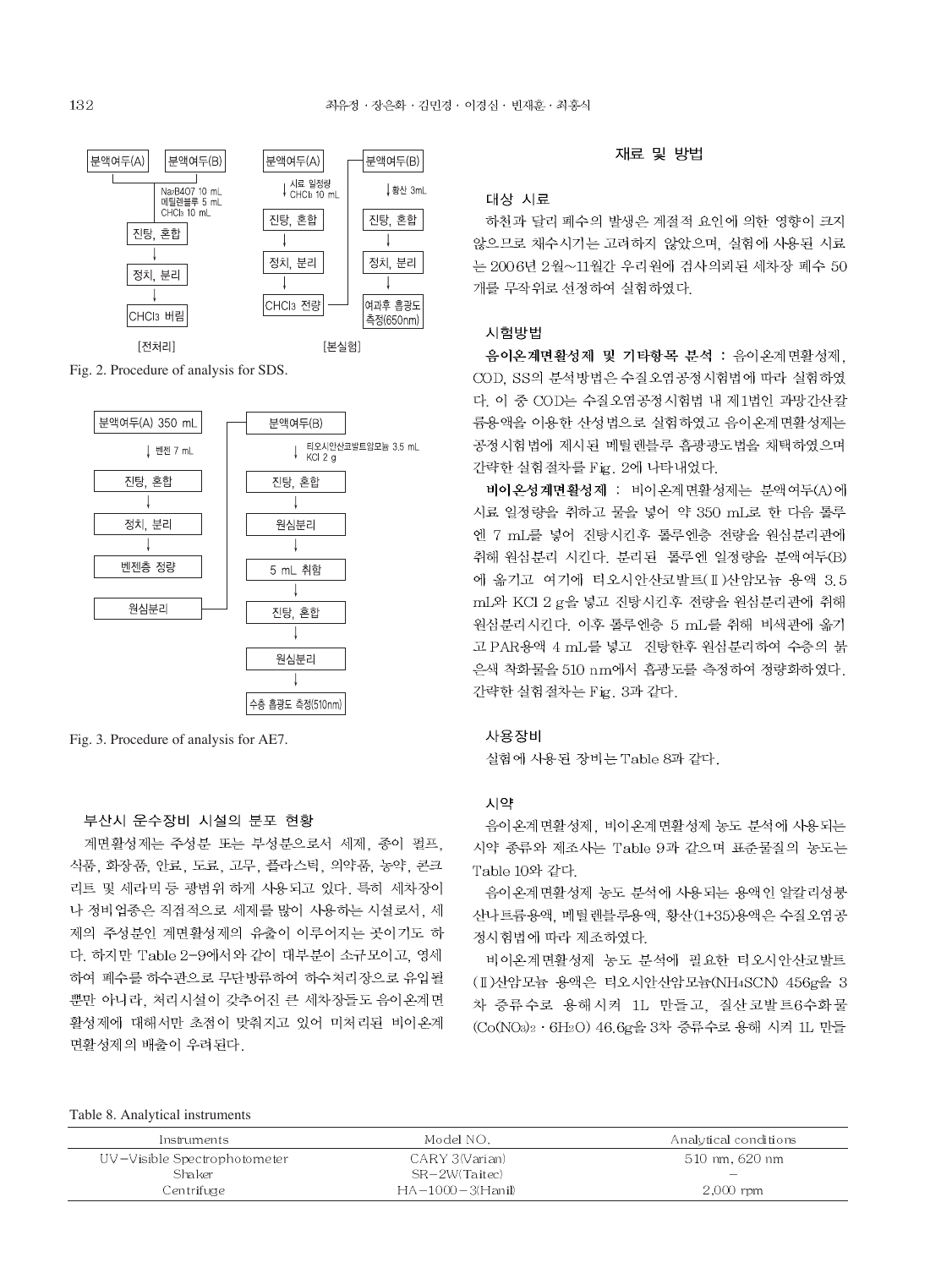분액여두(A) 분액여두(B)

$Na_2B_4O_7$ 10 mL
메틸렌블루 5 mL
$CHCl_3$ 10 mL

진탕, 혼합 → 정치, 분리 → $CHCl_3$ 버림

[전처리]

분액여두(A) ↓ 시료 일정량 $CHCl_3$ 10 mL → 진탕, 혼합 → 정치, 분리 → $CHCl_3$ 전량

분액여두(B) ↓ 황산 3mL → 진탕, 혼합 → 정치, 분리 → 여과후 흡광도 측정(650nm)

[본실험]

Fig. 2. Procedure of analysis for SDS.

분액여두(A) 350 mL ↓ 벤젠 7 mL → 진탕, 혼합 → 정치, 분리 → 벤젠층 정량 → 원심분리

분액여두(B) ↓ 티오시안산코발트암모늄 3.5 mL KCl 2 g → 진탕, 혼합 → 원심분리 → 5 mL 취함 → 진탕, 혼합 → 원심분리 → 수층 흡광도 측정(510nm)

Fig. 3. Procedure of analysis for AE7.

### 부산시 운수장비 시설의 분포 현황

계면활성제는 주성분 또는 부성분으로서 세제, 종이 펄프, 식품, 화장품, 안료, 도료, 고무, 플라스틱, 의약품, 농약, 콘크리트 및 세라믹 등 광범위 하게 사용되고 있다. 특히 세차장이나 정비업종은 직접적으로 세제를 많이 사용하는 시설로서, 세제의 주성분인 계면활성제의 유출이 이루어지는 곳이기도 하다. 하지만 Table 2-9에서와 같이 대부분이 소규모이고, 영세하여 폐수를 하수관으로 무단방류하여 하수처리장으로 유입될 뿐만 아니라, 처리시설이 갖추어진 큰 세차장들도 음이온계면활성제에 대해서만 초점이 맞춰지고 있어 미처리된 비이온계면활성제의 배출이 우려된다.

## 재료 및 방법

### 대상 시료

하천과 달리 폐수의 발생은 계절적 요인에 의한 영향이 크지 않으므로 채수시기는 고려하지 않았으며, 실험에 사용된 시료는 2006년 2월~11월간 우리원에 검사의뢰된 세차장 폐수 50개를 무작위로 선정하여 실험하였다.

### 시험방법

**음이온계면활성제 및 기타항목 분석 :** 음이온계면활성제, COD, SS의 분석방법은 수질오염공정시험법에 따라 실험하였다. 이 중 COD는 수질오염공정시험법 내 제1법인 과망간산칼륨용액을 이용한 산성법으로 실험하였고 음이온계면활성제는 공정시험법에 제시된 메틸렌블루 흡광도법을 채택하였으며 간략한 실험절차를 Fig. 2에 나타내었다.

**비이온성계면활성제 :** 비이온계면활성제는 분액여두(A)에 시료 일정량을 취하고 물을 넣어 약 350 mL로 한 다음 톨루엔 7 mL를 넣어 진탕시킨후 톨루엔층 전량을 원심분리관에 취해 원심분리 시킨다. 분리된 톨루엔 일정량을 분액여두(B)에 옮기고 여기에 티오시안산코발트(Ⅱ)산암모늄 용액 3.5 mL와 KCl 2 g을 넣고 진탕시킨후 전량을 원심분리관에 취해 원심분리시킨다. 이후 톨루엔층 5 mL를 취해 비색관에 옮기고 PAR용액 4 mL를 넣고 진탕한후 원심분리하여 수층의 붉은색 착화물을 510 nm에서 흡광도를 측정하여 정량화하였다. 간략한 실험절차는 Fig. 3과 같다.

### 사용장비

실험에 사용된 장비는 Table 8과 같다.

### 시약

음이온계면활성제, 비이온계면활성제 농도 분석에 사용되는 시약 종류와 제조사는 Table 9과 같으며 표준물질의 농도는 Table 10와 같다.

음이온계면활성제 농도 분석에 사용되는 용액인 알칼리성붕산나트륨용액, 메틸렌블루용액, 황산(1+35)용액은 수질오염공정시험법에 따라 제조하였다.

비이온계면활성제 농도 분석에 필요한 티오시안산코발트(Ⅱ)산암모늄 용액은 티오시안산암모늄($NH_4SCN$) 456g을 3차 증류수로 용해시켜 1L 만들고, 질산코발트6수화물($Co(NO_3)_2 \cdot 6H_2O$) 46.6g을 3차 증류수로 용해 시켜 1L 만들

Table 8. Analytical instruments

| Instruments | Model NO. | Analytical conditions |
|---|---|---|
| UV-Visible Spectrophotometer | CARY 3(Varian) | 510 nm, 620 nm |
| Shaker | SR-2W(Taitec) | - |
| Centrifuge | HA-1000-3(Hanil) | 2,000 rpm |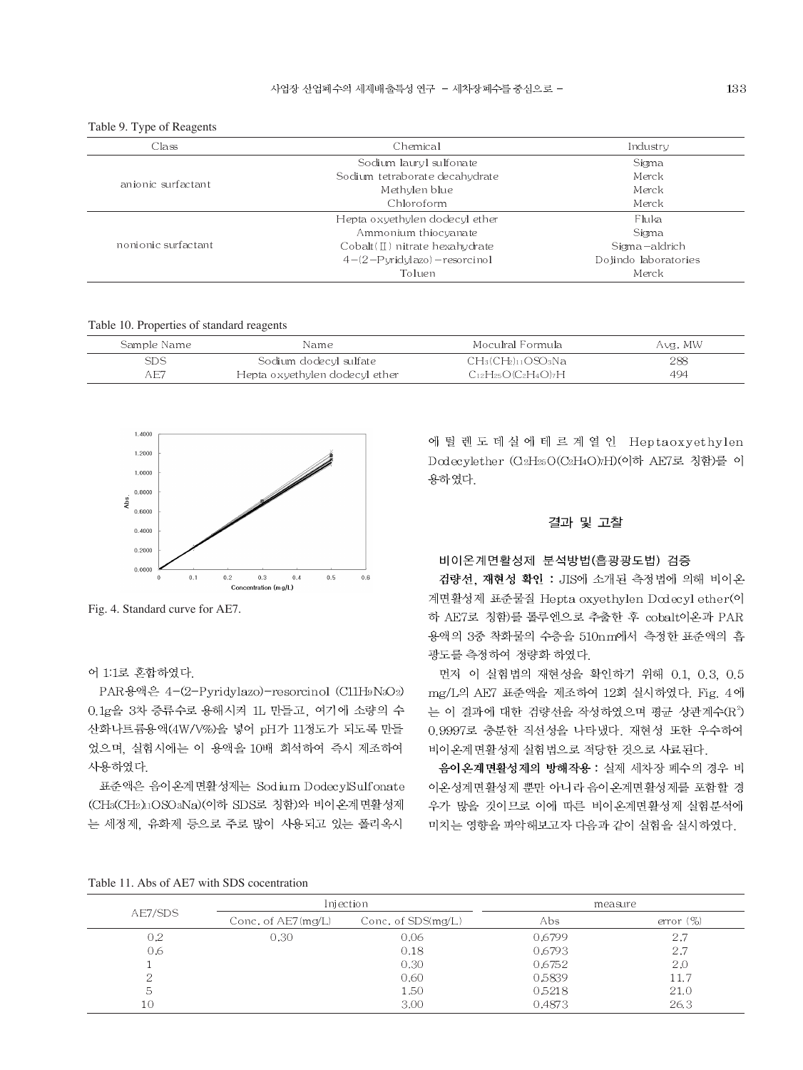Table 9. Type of Reagents

| Class | Chemical | Industry |
|---|---|---|
| anionic surfactant | Sodium lauryl sulfonate | Sigma |
| | Sodium tetraborate decahydrate | Merck |
| | Methylen blue | Merck |
| | Chloroform | Merck |
| nonionic surfactant | Hepta oxyethylen dodecyl ether | Fluka |
| | Ammonium thiocyanate | Sigma |
| | Cobalt(Ⅱ) nitrate hexahydrate | Sigma-aldrich |
| | 4-(2-Pyridylazo)-resorcinol | Dojindo laboratories |
| | Toluen | Merck |

Table 10. Properties of standard reagents

| Sample Name | Name | Moculral Formula | Avg. MW |
|---|---|---|---|
| SDS | Sodium dodecyl sulfate | $CH_3(CH_2)_{11}OSO_3Na$ | 288 |
| AE7 | Hepta oxyethylen dodecyl ether | $C_{12}H_{25}O(C_2H_4O)_7H$ | 494 |

Fig. 4. Standard curve for AE7.

어 1:1로 혼합하였다.

PAR용액은 4-(2-Pyridylazo)-resorcinol ($C_{11}H_9N_3O_2$) 0.1g을 3차 증류수로 용해시켜 1L 만들고, 여기에 소량의 수산화나트륨용액(4W/V%)을 넣어 pH가 11정도가 되도록 만들었으며, 실험시에는 이 용액을 10배 희석하여 즉시 제조하여 사용하였다.

표준액은 음이온계면활성제는 Sodium DodecylSulfonate ($CH_3(CH_2)_{11}OSO_3Na$)(이하 SDS로 칭함)와 비이온계면활성제는 세정제, 유화제 등으로 주로 많이 사용되고 있는 폴리옥시에틸렌도데실에테르계열인 Heptaoxyethylen Dodecylether ($C_{12}H_{25}O(C_2H_4O)_7H$)(이하 AE7로 칭함)를 이용하였다.

## 결과 및 고찰

### 비이온계면활성제 분석방법(흡광광도법) 검증

**검량선, 재현성 확인 :** JIS에 소개된 측정법에 의해 비이온계면활성제 표준물질 Hepta oxyethylen Dodecyl ether(이하 AE7로 칭함)를 톨루엔으로 추출한 후 cobalt이온과 PAR 용액의 3중 착화물의 수층을 510nm에서 측정한 표준액의 흡광도를 측정하여 정량화 하였다.

먼저 이 실험법의 재현성을 확인하기 위해 0.1, 0.3, 0.5 mg/L의 AE7 표준액을 제조하여 12회 실시하였다. Fig. 4에는 이 결과에 대한 검량선을 작성하였으며 평균 상관계수($R^2$) 0.9997로 충분한 직선성을 나타냈다. 재현성 또한 우수하여 비이온계면활성제 실험법으로 적당한 것으로 사료된다.

**음이온계면활성제의 방해작용 :** 실제 세차장 폐수의 경우 비이온성계면활성제 뿐만 아니라 음이온계면활성제를 포함할 경우가 많을 것이므로 이에 따른 비이온계면활성제 실험분석에 미치는 영향을 파악해보고자 다음과 같이 실험을 실시하였다.

Table 11. Abs of AE7 with SDS cocentration

| AE7/SDS | Injection | | measure | |
|---|---|---|---|---|
| | Conc. of AE7(mg/L) | Conc. of SDS(mg/L) | Abs | error (%) |
| 0.2 | 0.30 | 0.06 | 0.6799 | 2.7 |
| 0.6 | | 0.18 | 0.6793 | 2.7 |
| 1 | | 0.30 | 0.6752 | 2.0 |
| 2 | | 0.60 | 0.5839 | 11.7 |
| 5 | | 1.50 | 0.5218 | 21.0 |
| 10 | | 3.00 | 0.4873 | 26.3 |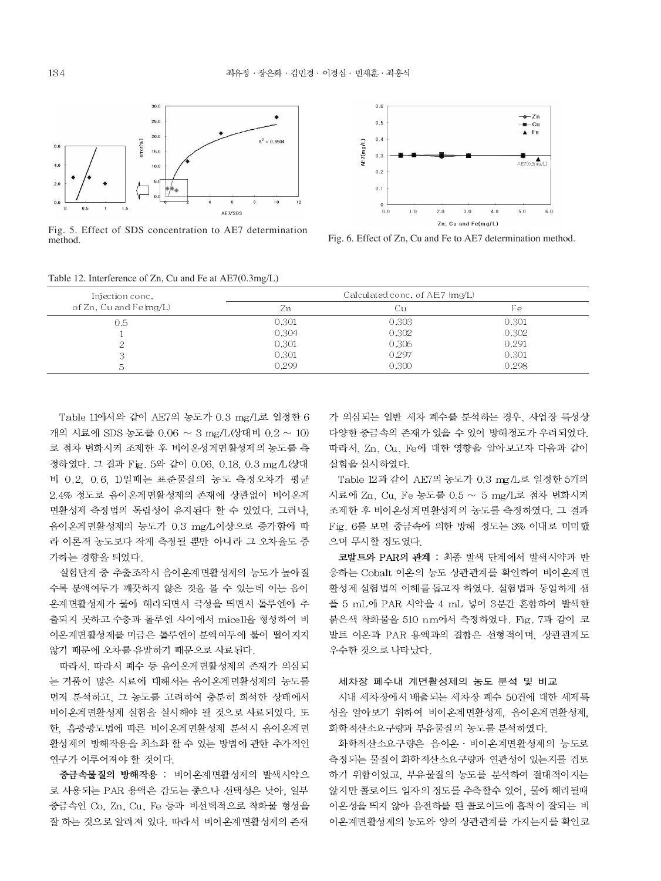Fig. 5. Effect of SDS concentration to AE7 determination method.

Fig. 6. Effect of Zn, Cu and Fe to AE7 determination method.

Table 12. Interference of Zn, Cu and Fe at AE7(0.3mg/L)

| Injection conc. of Zn, Cu and Fe(mg/L) | Calculated conc. of AE7 (mg/L) | | |
|---|---|---|---|
| | Zn | Cu | Fe |
| 0.5 | 0.301 | 0.303 | 0.301 |
| 1 | 0.304 | 0.302 | 0.302 |
| 2 | 0.301 | 0.306 | 0.291 |
| 3 | 0.301 | 0.297 | 0.301 |
| 5 | 0.299 | 0.300 | 0.298 |

Table 11에서와 같이 AE7의 농도가 0.3 mg/L로 일정한 6개의 시료에 SDS 농도를 0.06 ~ 3 mg/L(상대비 0.2 ~ 10)로 점차 변화시켜 조제한 후 비이온성계면활성제의 농도를 측정하였다. 그 결과 Fig. 5와 같이 0.06, 0.18, 0.3 mg/L(상대비 0.2, 0.6, 1)일때는 표준물질의 농도 측정오차가 평균 2.4% 정도로 음이온계면활성제의 존재에 상관없이 비이온계면활성제 측정법의 독립성이 유지된다 할 수 있었다. 그러나, 음이온계면활성제의 농도가 0.3 mg/L이상으로 증가함에 따라 이론적 농도보다 작게 측정될 뿐만 아니라 그 오차율도 증가하는 경향을 띄었다.

실험단계 중 추출조작시 음이온계면활성제의 농도가 높아질수록 분액여두가 깨끗하지 않은 것을 볼 수 있는데 이는 음이온계면활성제가 물에 해리되면서 극성을 띄면서 톨루엔에 추출되지 못하고 수층과 톨루엔 사이에서 micell을 형성하여 비이온계면활성제를 머금은 톨루엔이 분액여두에 붙어 떨어지지 않기 때문에 오차를 유발하기 때문으로 사료된다.

따라서, 따라서 폐수 등 음이온계면활성제의 존재가 의심되는 거품이 많은 시료에 대해서는 음이온계면활성제의 농도를 먼저 분석하고, 그 농도를 고려하여 충분히 희석한 상태에서 비이온계면활성제 실험을 실시해야 될 것으로 사료되었다. 또한, 흡광광도법에 따른 비이온계면활성제 분석시 음이온계면활성제의 방해작용을 최소화 할 수 있는 방법에 관한 추가적인 연구가 이루어져야 할 것이다.

**중금속물질의 방해작용** : 비이온계면활성제의 발색시약으로 사용되는 PAR 용액은 감도는 좋으나 선택성은 낮아, 일부 중금속인 Co, Zn, Cu, Fe 등과 비선택적으로 착화물 형성을 잘 하는 것으로 알려져 있다. 따라서 비이온계면활성제의 존재가 의심되는 일반 세차 폐수를 분석하는 경우, 사업장 특성상 다양한 중금속의 존재가 있을 수 있어 방해정도가 우려되었다. 따라서, Zn, Cu, Fe에 대한 영향을 알아보고자 다음과 같이 실험을 실시하였다.

Table 12과 같이 AE7의 농도가 0.3 mg/L로 일정한 5개의 시료에 Zn, Cu, Fe 농도를 0.5 ~ 5 mg/L로 점차 변화시켜 조제한 후 비이온성계면활성제의 농도를 측정하였다. 그 결과 Fig. 6를 보면 중금속에 의한 방해 정도는 3% 이내로 미미했으며 무시할 정도였다.

**코발트와 PAR의 관계** : 최종 발색 단계에서 발색시약과 반응하는 Cobalt 이온의 농도 상관관계를 확인하여 비이온계면활성제 실험법의 이해를 돕고자 하였다. 실험법과 동일하게 샘플 5 mL에 PAR 시약을 4 mL 넣어 3분간 혼합하여 발색한 붉은색 착화물을 510 nm에서 측정하였다. Fig. 7과 같이 코발트 이온과 PAR 용액과의 결합은 선형적이며, 상관관계도 우수한 것으로 나타났다.

### 세차장 폐수내 계면활성제의 농도 분석 및 비교

시내 세차장에서 배출되는 세차장 폐수 50건에 대한 세제특성을 알아보기 위하여 비이온계면활성제, 음이온계면활성제, 화학적산소요구량과 부유물질의 농도를 분석하였다.

화학적산소요구량은 음이온·비이온계면활성제의 농도로 측정되는 물질이 화학적산소요구량과 연관성이 있는지를 검토하기 위함이었고, 부유물질의 농도를 분석하여 절대적이지는 않지만 콜로이드 입자의 정도를 추측할수 있어, 물에 해리될때 이온성을 띄지 않아 음전하를 띈 콜로이드에 흡착이 잘되는 비이온계면활성제의 농도와 양의 상관관계를 가지는지를 확인코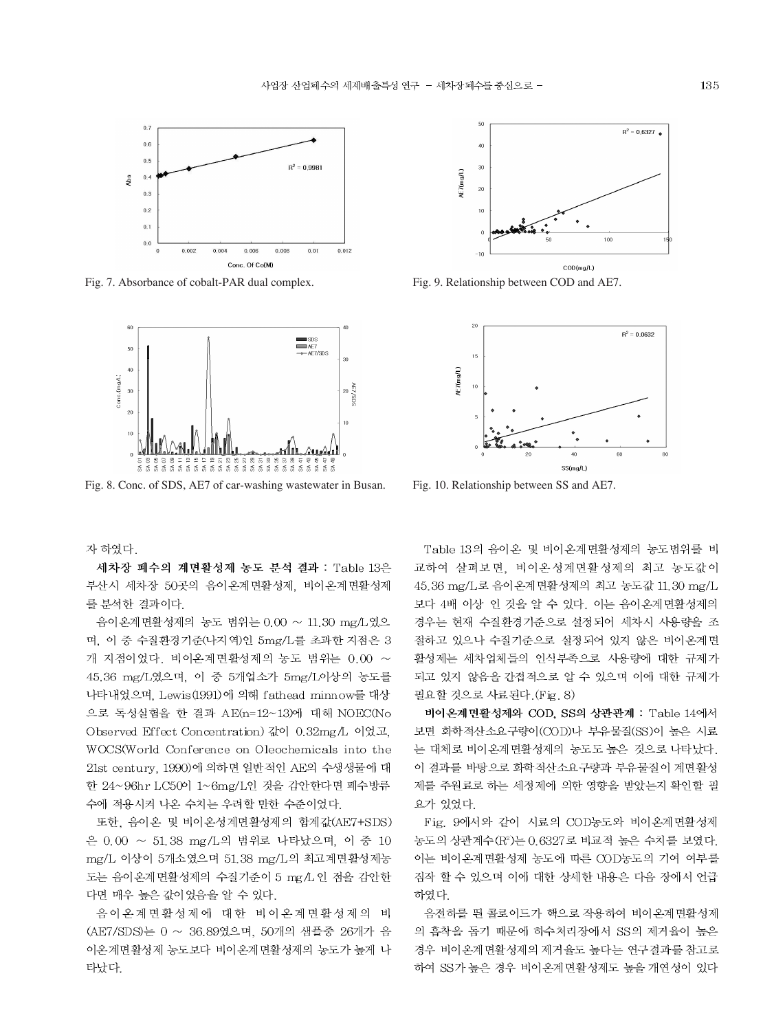Fig. 7. Absorbance of cobalt-PAR dual complex.

Fig. 8. Conc. of SDS, AE7 of car-washing wastewater in Busan.

Fig. 9. Relationship between COD and AE7.

Fig. 10. Relationship between SS and AE7.

자 하였다.

**세차장 폐수의 계면활성제 농도 분석 결과 :** Table 13은 부산시 세차장 50곳의 음이온계면활성제, 비이온계면활성제를 분석한 결과이다.

음이온계면활성제의 농도 범위는 0.00 ~ 11.30 mg/L였으며, 이 중 수질환경기준(나지역)인 5mg/L를 초과한 지점은 3개 지점이었다. 비이온계면활성제의 농도 범위는 0.00 ~ 45.36 mg/L였으며, 이 중 5개업소가 5mg/L이상의 농도를 나타내었으며, Lewis(1991)에 의해 fathead minnow를 대상으로 독성실험을 한 결과 AE(n=12~13)에 대해 NOEC(No Observed Effect Concentration) 값이 0.32mg/L 이었고, WOCS(World Conference on Oleochemicals into the 21st century, 1990)에 의하면 일반적인 AE의 수생생물에 대한 24~96hr LC50이 1~6mg/L인 것을 감안한다면 폐수방류수에 적용시켜 나온 수치는 우려할 만한 수준이었다.

또한, 음이온 및 비이온성계면활성제의 합계값(AE7+SDS)은 0.00 ~ 51.38 mg/L의 범위로 나타났으며, 이 중 10 mg/L 이상이 5개소였으며 51.38 mg/L의 최고계면활성제농도는 음이온계면활성제의 수질기준이 5 mg/L인 점을 감안한다면 매우 높은 값이었음을 알 수 있다.

음이온계면활성제에 대한 비이온계면활성제의 비(AE7/SDS)는 0 ~ 36.89였으며, 50개의 샘플중 26개가 음이온계면활성제 농도보다 비이온계면활성제의 농도가 높게 나타났다.

Table 13의 음이온 및 비이온계면활성제의 농도범위를 비교하여 살펴보면, 비이온성계면활성제의 최고 농도값이 45.36 mg/L로 음이온계면활성제의 최고 농도값 11.30 mg/L보다 4배 이상 인 것을 알 수 있다. 이는 음이온계면활성제의 경우는 현재 수질환경기준으로 설정되어 세차시 사용량을 조절하고 있으나 수질기준으로 설정되어 있지 않은 비이온계면활성제는 세차업체들의 인식부족으로 사용량에 대한 규제가 되고 있지 않음을 간접적으로 알 수 있으며 이에 대한 규제가 필요할 것으로 사료된다.(Fig. 8)

**비이온계면활성제와 COD, SS의 상관관계 :** Table 14에서 보면 화학적산소요구량이(COD)나 부유물질(SS)이 높은 시료는 대체로 비이온계면활성제의 농도도 높은 것으로 나타났다. 이 결과를 바탕으로 화학적산소요구량과 부유물질이 계면활성제를 주원료로 하는 세정제에 의한 영향을 받았는지 확인할 필요가 있었다.

Fig. 9에서와 같이 시료의 COD농도와 비이온계면활성제 농도의 상관계수($R^2$)는 0.6327로 비교적 높은 수치를 보였다. 이는 비이온계면활성제 농도에 따른 COD농도의 기여 여부를 짐작 할 수 있으며 이에 대한 상세한 내용은 다음 장에서 언급하였다.

음전하를 띤 콜로이드가 핵으로 작용하여 비이온계면활성제의 흡착을 돕기 때문에 하수처리장에서 SS의 제거율이 높은 경우 비이온계면활성제의 제거율도 높다는 연구결과를 참고로 하여 SS가 높은 경우 비이온계면활성제도 높을 개연성이 있다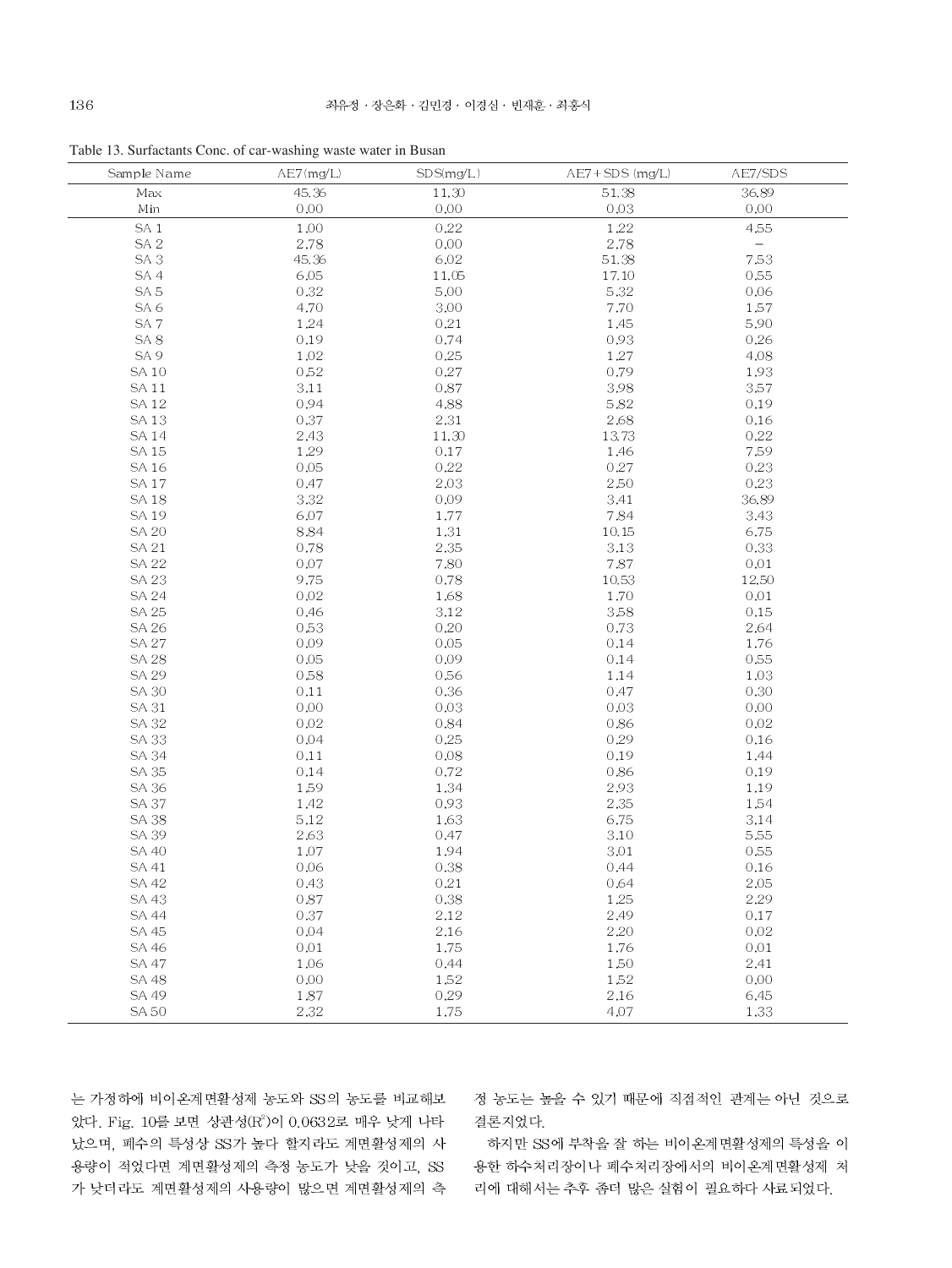Table 13. Surfactants Conc. of car-washing waste water in Busan

| Sample Name | AE7(mg/L) | SDS(mg/L) | AE7+SDS (mg/L) | AE7/SDS |
|---|---|---|---|---|
| Max | 45.36 | 11.30 | 51.38 | 36.89 |
| Min | 0.00 | 0.00 | 0.03 | 0.00 |
| SA 1 | 1.00 | 0.22 | 1.22 | 4.55 |
| SA 2 | 2.78 | 0.00 | 2.78 | – |
| SA 3 | 45.36 | 6.02 | 51.38 | 7.53 |
| SA 4 | 6.05 | 11.05 | 17.10 | 0.55 |
| SA 5 | 0.32 | 5.00 | 5.32 | 0.06 |
| SA 6 | 4.70 | 3.00 | 7.70 | 1.57 |
| SA 7 | 1.24 | 0.21 | 1.45 | 5.90 |
| SA 8 | 0.19 | 0.74 | 0.93 | 0.26 |
| SA 9 | 1.02 | 0.25 | 1.27 | 4.08 |
| SA 10 | 0.52 | 0.27 | 0.79 | 1.93 |
| SA 11 | 3.11 | 0.87 | 3.98 | 3.57 |
| SA 12 | 0.94 | 4.88 | 5.82 | 0.19 |
| SA 13 | 0.37 | 2.31 | 2.68 | 0.16 |
| SA 14 | 2.43 | 11.30 | 13.73 | 0.22 |
| SA 15 | 1.29 | 0.17 | 1.46 | 7.59 |
| SA 16 | 0.05 | 0.22 | 0.27 | 0.23 |
| SA 17 | 0.47 | 2.03 | 2.50 | 0.23 |
| SA 18 | 3.32 | 0.09 | 3.41 | 36.89 |
| SA 19 | 6.07 | 1.77 | 7.84 | 3.43 |
| SA 20 | 8.84 | 1.31 | 10.15 | 6.75 |
| SA 21 | 0.78 | 2.35 | 3.13 | 0.33 |
| SA 22 | 0.07 | 7.80 | 7.87 | 0.01 |
| SA 23 | 9.75 | 0.78 | 10.53 | 12.50 |
| SA 24 | 0.02 | 1.68 | 1.70 | 0.01 |
| SA 25 | 0.46 | 3.12 | 3.58 | 0.15 |
| SA 26 | 0.53 | 0.20 | 0.73 | 2.64 |
| SA 27 | 0.09 | 0.05 | 0.14 | 1.76 |
| SA 28 | 0.05 | 0.09 | 0.14 | 0.55 |
| SA 29 | 0.58 | 0.56 | 1.14 | 1.03 |
| SA 30 | 0.11 | 0.36 | 0.47 | 0.30 |
| SA 31 | 0.00 | 0.03 | 0.03 | 0.00 |
| SA 32 | 0.02 | 0.84 | 0.86 | 0.02 |
| SA 33 | 0.04 | 0.25 | 0.29 | 0.16 |
| SA 34 | 0.11 | 0.08 | 0.19 | 1.44 |
| SA 35 | 0.14 | 0.72 | 0.86 | 0.19 |
| SA 36 | 1.59 | 1.34 | 2.93 | 1.19 |
| SA 37 | 1.42 | 0.93 | 2.35 | 1.54 |
| SA 38 | 5.12 | 1.63 | 6.75 | 3.14 |
| SA 39 | 2.63 | 0.47 | 3.10 | 5.55 |
| SA 40 | 1.07 | 1.94 | 3.01 | 0.55 |
| SA 41 | 0.06 | 0.38 | 0.44 | 0.16 |
| SA 42 | 0.43 | 0.21 | 0.64 | 2.05 |
| SA 43 | 0.87 | 0.38 | 1.25 | 2.29 |
| SA 44 | 0.37 | 2.12 | 2.49 | 0.17 |
| SA 45 | 0.04 | 2.16 | 2.20 | 0.02 |
| SA 46 | 0.01 | 1.75 | 1.76 | 0.01 |
| SA 47 | 1.06 | 0.44 | 1.50 | 2.41 |
| SA 48 | 0.00 | 1.52 | 1.52 | 0.00 |
| SA 49 | 1.87 | 0.29 | 2.16 | 6.45 |
| SA 50 | 2.32 | 1.75 | 4.07 | 1.33 |

는 가정하에 비이온계면활성제 농도와 SS의 농도를 비교해보았다. Fig. 10를 보면 상관성($R^2$)이 0.0632로 매우 낮게 나타났으며, 폐수의 특성상 SS가 높다 할지라도 계면활성제의 사용량이 적었다면 계면활성제의 측정 농도가 낮을 것이고, SS가 낮더라도 계면활성제의 사용량이 많으면 계면활성제의 측정 농도는 높을 수 있기 때문에 직접적인 관계는 아닌 것으로 결론지었다.

하지만 SS에 부착을 잘 하는 비이온계면활성제의 특성을 이용한 하수처리장이나 폐수처리장에서의 비이온계면활성제 처리에 대해서는 추후 좀더 많은 실험이 필요하다 사료되었다.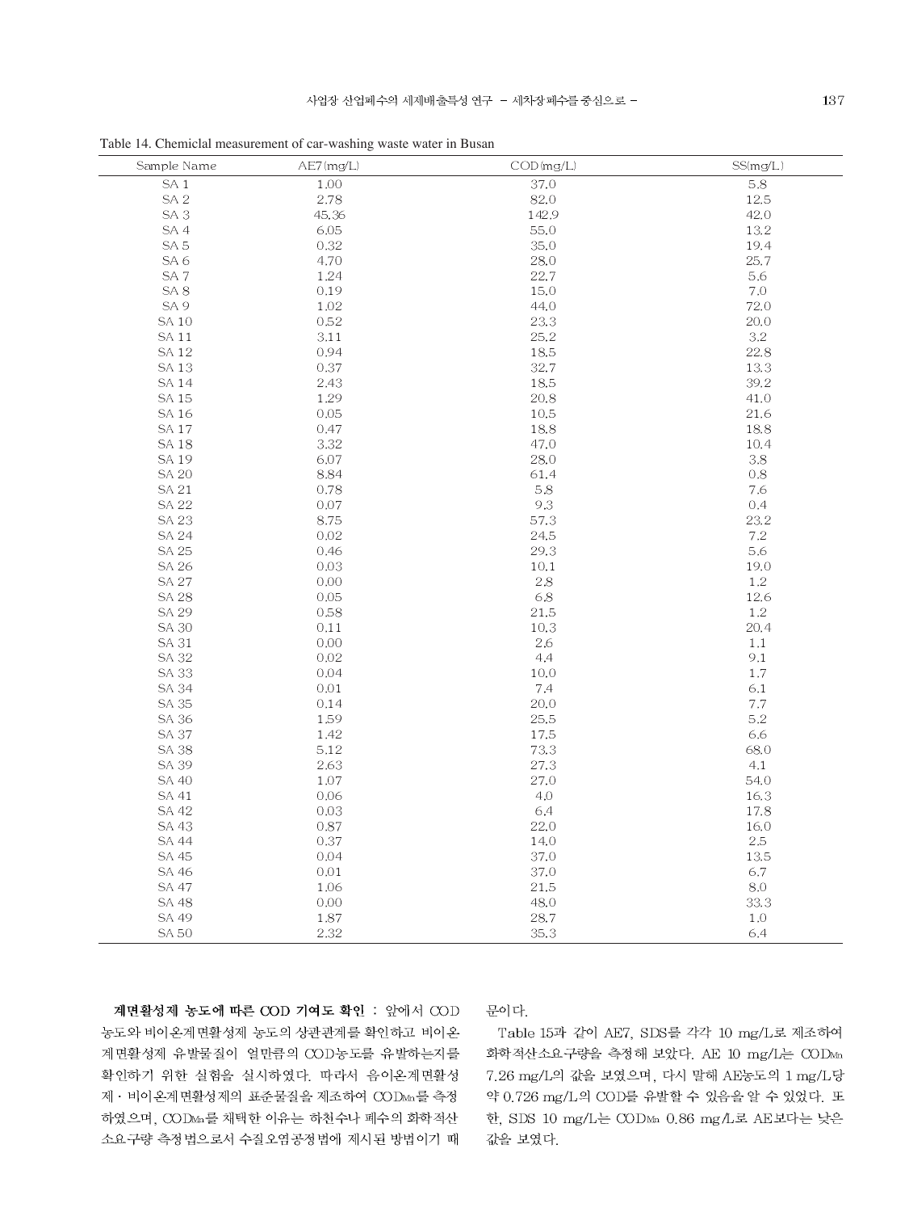Table 14. Chemiclal measurement of car-washing waste water in Busan

| Sample Name | AE7(mg/L) | COD(mg/L) | SS(mg/L) |
|---|---|---|---|
| SA 1 | 1.00 | 37.0 | 5.8 |
| SA 2 | 2.78 | 82.0 | 12.5 |
| SA 3 | 45.36 | 142.9 | 42.0 |
| SA 4 | 6.05 | 55.0 | 13.2 |
| SA 5 | 0.32 | 35.0 | 19.4 |
| SA 6 | 4.70 | 28.0 | 25.7 |
| SA 7 | 1.24 | 22.7 | 5.6 |
| SA 8 | 0.19 | 15.0 | 7.0 |
| SA 9 | 1.02 | 44.0 | 72.0 |
| SA 10 | 0.52 | 23.3 | 20.0 |
| SA 11 | 3.11 | 25.2 | 3.2 |
| SA 12 | 0.94 | 18.5 | 22.8 |
| SA 13 | 0.37 | 32.7 | 13.3 |
| SA 14 | 2.43 | 18.5 | 39.2 |
| SA 15 | 1.29 | 20.8 | 41.0 |
| SA 16 | 0.05 | 10.5 | 21.6 |
| SA 17 | 0.47 | 18.8 | 18.8 |
| SA 18 | 3.32 | 47.0 | 10.4 |
| SA 19 | 6.07 | 28.0 | 3.8 |
| SA 20 | 8.84 | 61.4 | 0.8 |
| SA 21 | 0.78 | 5.8 | 7.6 |
| SA 22 | 0.07 | 9.3 | 0.4 |
| SA 23 | 8.75 | 57.3 | 23.2 |
| SA 24 | 0.02 | 24.5 | 7.2 |
| SA 25 | 0.46 | 29.3 | 5.6 |
| SA 26 | 0.03 | 10.1 | 19.0 |
| SA 27 | 0.00 | 2.8 | 1.2 |
| SA 28 | 0.05 | 6.8 | 12.6 |
| SA 29 | 0.58 | 21.5 | 1.2 |
| SA 30 | 0.11 | 10.3 | 20.4 |
| SA 31 | 0.00 | 2.6 | 1.1 |
| SA 32 | 0.02 | 4.4 | 9.1 |
| SA 33 | 0.04 | 10.0 | 1.7 |
| SA 34 | 0.01 | 7.4 | 6.1 |
| SA 35 | 0.14 | 20.0 | 7.7 |
| SA 36 | 1.59 | 25.5 | 5.2 |
| SA 37 | 1.42 | 17.5 | 6.6 |
| SA 38 | 5.12 | 73.3 | 68.0 |
| SA 39 | 2.63 | 27.3 | 4.1 |
| SA 40 | 1.07 | 27.0 | 54.0 |
| SA 41 | 0.06 | 4.0 | 16.3 |
| SA 42 | 0.03 | 6.4 | 17.8 |
| SA 43 | 0.87 | 22.0 | 16.0 |
| SA 44 | 0.37 | 14.0 | 2.5 |
| SA 45 | 0.04 | 37.0 | 13.5 |
| SA 46 | 0.01 | 37.0 | 6.7 |
| SA 47 | 1.06 | 21.5 | 8.0 |
| SA 48 | 0.00 | 48.0 | 33.3 |
| SA 49 | 1.87 | 28.7 | 1.0 |
| SA 50 | 2.32 | 35.3 | 6.4 |

**계면활성제 농도에 따른 COD 기여도 확인** : 앞에서 COD 농도와 비이온계면활성제 농도의 상관관계를 확인하고 비이온계면활성제 유발물질이 얼만큼의 COD농도를 유발하는지를 확인하기 위한 실험을 실시하였다. 따라서 음이온계면활성제·비이온계면활성제의 표준물질을 제조하여 $COD_{Mn}$를 측정하였으며, $COD_{Mn}$를 채택한 이유는 하천수나 폐수의 화학적산소요구량 측정법으로서 수질오염공정법에 제시된 방법이기 때문이다.

Table 15과 같이 AE7, SDS를 각각 10 mg/L로 제조하여 화학적산소요구량을 측정해 보았다. AE 10 mg/L는 $COD_{Mn}$ 7.26 mg/L의 값을 보였으며, 다시 말해 AE농도의 1 mg/L당 약 0.726 mg/L의 COD를 유발할 수 있음을 알 수 있었다. 또한, SDS 10 mg/L는 $COD_{Mn}$ 0.86 mg/L로 AE보다는 낮은 값을 보였다.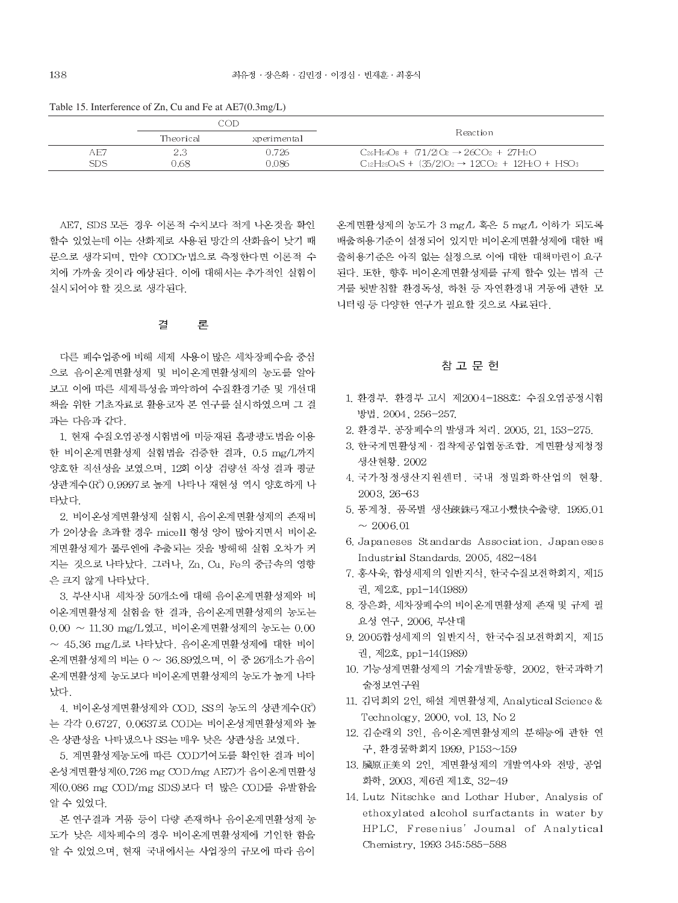Table 15. Interference of Zn, Cu and Fe at AE7(0.3mg/L)

| | COD | | Reaction |
|---|---|---|---|
| | Theorical | xperimental | |
| AE7 | 2.3 | 0.726 | $C_{26}H_{54}O_8$ + (71/2)$O_2$ → 26$CO_2$ + 27$H_2O$ |
| SDS | 0.68 | 0.086 | $C_{12}H_{25}O_4S$ + (35/2)$O_2$ → 12$CO_2$ + 12$H_2O$ + $HSO_3$ |

AE7, SDS 모든 경우 이론적 수치보다 적게 나온것을 확인 할수 있었는데 이는 산화제로 사용된 망간의 산화율이 낮기 때문으로 생각되며, 만약 CODCr법으로 측정한다면 이론적 수치에 가까울 것이라 예상된다. 이에 대해서는 추가적인 실험이 실시되어야 할 것으로 생각된다.

## 결 론

다른 폐수업종에 비해 세제 사용이 많은 세차장폐수을 중심으로 음이온계면활성제 및 비이온계면활성제의 농도를 알아보고 이에 따른 세제특성을 파악하여 수질환경기준 및 개선대책을 위한 기초자료로 활용코자 본 연구를 실시하였으며 그 결과는 다음과 같다.

1. 현재 수질오염공정시험법에 미등재된 흡광광도법을 이용한 비이온계면활성제 실험법을 검증한 결과, 0.5 mg/L까지 양호한 직선성을 보였으며, 12회 이상 검량선 작성 결과 평균 상관계수($R^2$) 0.9997로 높게 나타나 재현성 역시 양호하게 나타났다.

2. 비이온성계면활성제 실험시, 음이온계면활성제의 존재비가 2이상을 초과할 경우 micell 형성 양이 많아지면서 비이온계면활성제가 톨루엔에 추출되는 것을 방해해 실험 오차가 커지는 것으로 나타났다. 그러나, Zn, Cu, Fe의 중금속의 영향은 크지 않게 나타났다.

3. 부산시내 세차장 50개소에 대해 음이온계면활성제와 비이온계면활성제 실험을 한 결과, 음이온계면활성제의 농도는 0.00 ~ 11.30 mg/L였고, 비이온계면활성제의 농도는 0.00 ~ 45.36 mg/L로 나타났다. 음이온계면활성제에 대한 비이온계면활성제의 비는 0 ~ 36.89였으며, 이 중 26개소가 음이온계면활성제 농도보다 비이온계면활성제의 농도가 높게 나타났다.

4. 비이온성계면활성제와 COD, SS의 농도의 상관계수($R^2$)는 각각 0.6727, 0.0637로 COD는 비이온성계면활성제와 높은 상관성을 나타냈으나 SS는 매우 낮은 상관성을 보였다.

5. 계면활성제농도에 따른 COD기여도를 확인한 결과 비이온성계면활성제(0.726 mg COD/mg AE7)가 음이온계면활성제(0.086 mg COD/mg SDS)보다 더 많은 COD를 유발함을 알 수 있었다.

본 연구결과 거품 등이 다량 존재하나 음이온계면활성제 농도가 낮은 세차폐수의 경우 비이온계면활성제에 기인한 함을 알 수 있었으며, 현재 국내에서는 사업장의 규모에 따라 음이온계면활성제의 농도가 3 mg/L 혹은 5 mg/L 이하가 되도록 배출허용기준이 설정되어 있지만 비이온계면활성제에 대한 배출허용기준은 아직 없는 실정으로 이에 대한 대책마련이 요구된다. 또한, 향후 비이온계면활성제를 규제 할수 있는 법적 근거를 뒷받침할 환경독성, 하천 등 자연환경내 거동에 관한 모니터링 등 다양한 연구가 필요할 것으로 사료된다.

## 참 고 문 헌

1. 환경부. 환경부 고시 제2004-188호: 수질오염공정시험방법. 2004, 256-257.
2. 환경부. 공장폐수의 발생과 처리. 2005, 21, 153-275.
3. 한국계면활성제 · 접착제공업협동조합. 계면활성제청정생산현황. 2002
4. 국가청정생산지원센터. 국내 정밀화학산업의 현황. 2003, 26-63
5. 통계청. 품목별 생산출하재고小뼛快수출량. 1995.01 ~ 2006.01
6. Japaneses Standards Association. Japaneses Industrial Standards. 2005, 482-484
7. 홍사욱, 합성세제의 일반지식, 한국수질보전학회지, 제15권, 제2호, pp1-14(1989)
8. 장은화, 세차장폐수의 비이온계면활성제 존재 및 규제 필요성 연구, 2006, 부산대
9. 2005합성세제의 일반지식, 한국수질보전학회지, 제15권, 제2호, pp1-14(1989)
10. 기능성계면활성제의 기술개발동향, 2002, 한국과학기술정보연구원
11. 김덕희외 2인, 해설 계면활성제, Analytical Science & Technology, 2000, vol. 13, No 2
12. 김순래외 3인, 음이온계면활성제의 분해능에 관한 연구, 환경물학회지 1999, P153~159
13. 臧原正美외 2인, 계면활성제의 개발역사와 전망, 공업화학, 2003, 제6권 제1호, 32-49
14. Lutz Nitschke and Lothar Huber, Analysis of ethoxylated alcohol surfactants in water by HPLC, Fresenius' Joumal of Analytical Chemistry, 1993 345:585-588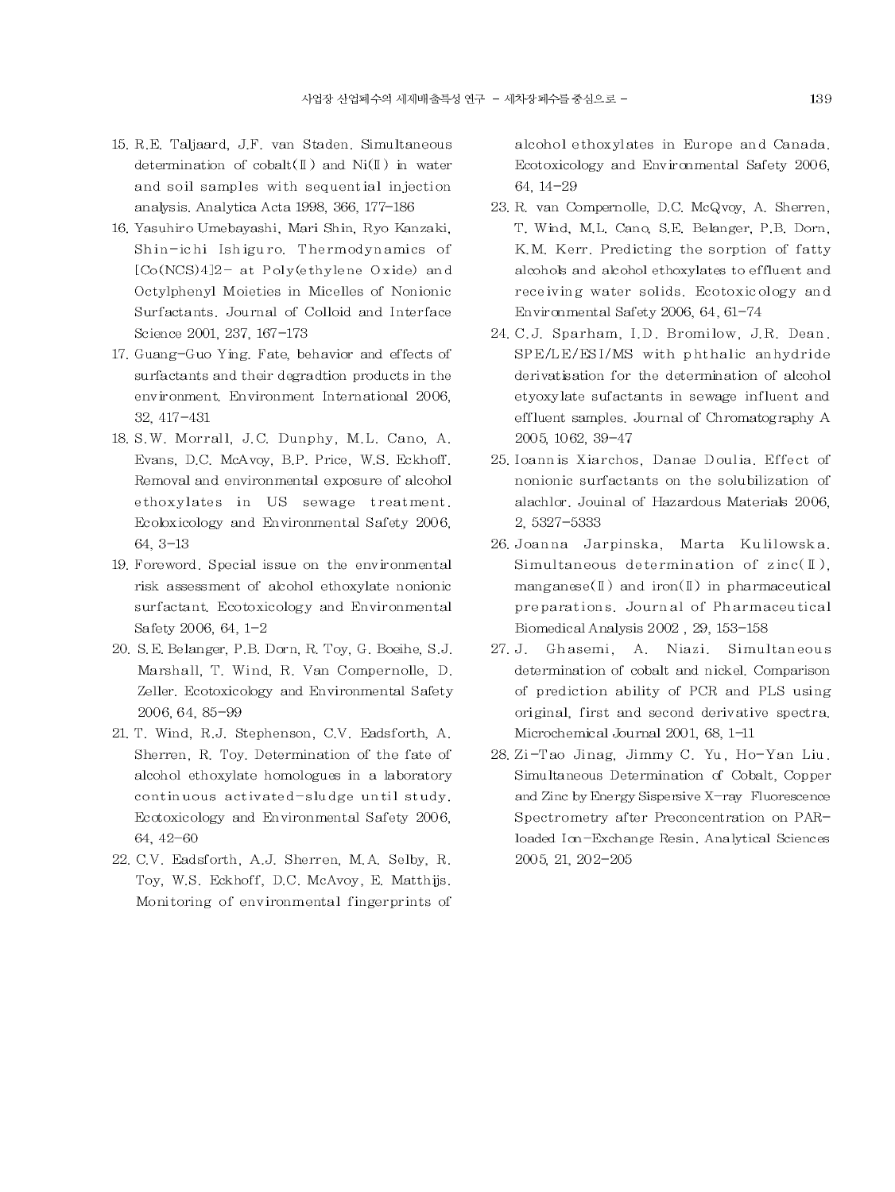15. R.E. Taljaard, J.F. van Staden. Simultaneous determination of cobalt(Ⅱ) and Ni(Ⅱ) in water and soil samples with sequential injection analysis. Analytica Acta 1998, 366, 177-186
16. Yasuhiro Umebayashi, Mari Shin, Ryo Kanzaki, Shin-ichi Ishiguro. Thermodynamics of $[Co(NCS)_4]^{2-}$ at Poly(ethylene Oxide) and Octylphenyl Moieties in Micelles of Nonionic Surfactants. Journal of Colloid and Interface Science 2001, 237, 167-173
17. Guang-Guo Ying. Fate, behavior and effects of surfactants and their degradtion products in the environment. Environment International 2006, 32, 417-431
18. S.W. Morrall, J.C. Dunphy, M.L. Cano, A. Evans, D.C. McAvoy, B.P. Price, W.S. Eckhoff. Removal and environmental exposure of alcohol ethoxylates in US sewage treatment. Ecoloxicology and Environmental Safety 2006, 64, 3-13
19. Foreword. Special issue on the environmental risk assessment of alcohol ethoxylate nonionic surfactant. Ecotoxicology and Environmental Safety 2006, 64, 1-2
20. S.E. Belanger, P.B. Dorn, R. Toy, G. Boeihe, S.J. Marshall, T. Wind, R. Van Compernolle, D. Zeller. Ecotoxicology and Environmental Safety 2006, 64, 85-99
21. T. Wind, R.J. Stephenson, C.V. Eadsforth, A. Sherren, R. Toy. Determination of the fate of alcohol ethoxylate homologues in a laboratory continuous activated-sludge until study. Ecotoxicology and Environmental Safety 2006, 64, 42-60
22. C.V. Eadsforth, A.J. Sherren, M.A. Selby, R. Toy, W.S. Eckhoff, D.C. McAvoy, E. Matthijs. Monitoring of environmental fingerprints of alcohol ethoxylates in Europe and Canada. Ecotoxicology and Environmental Safety 2006, 64, 14-29
23. R. van Compernolle, D.C. McQvoy, A. Sherren, T. Wind, M.L. Cano, S.E. Belanger, P.B. Dorn, K.M. Kerr. Predicting the sorption of fatty alcohols and alcohol ethoxylates to effluent and receiving water solids. Ecotoxicology and Environmental Safety 2006, 64, 61-74
24. C.J. Sparham, I.D. Bromilow, J.R. Dean. SPE/LE/ESI/MS with phthalic anhydride derivatisation for the determination of alcohol etyoxylate sufactants in sewage influent and effluent samples. Journal of Chromatography A 2005, 1062, 39-47
25. Ioannis Xiarchos, Danae Doulia. Effect of nonionic surfactants on the solubilization of alachlor. Jouinal of Hazardous Materials 2006, 2, 5327-5333
26. Joanna Jarpinska, Marta Kulilowska. Simultaneous determination of zinc(Ⅱ), manganese(Ⅱ) and iron(Ⅱ) in pharmaceutical preparations. Journal of Pharmaceutical Biomedical Analysis 2002 , 29, 153-158
27. J. Ghasemi, A. Niazi. Simultaneous determination of cobalt and nickel. Comparison of prediction ability of PCR and PLS using original, first and second derivative spectra. Microchemical Journal 2001, 68, 1-11
28. Zi-Tao Jinag, Jimmy C. Yu, Ho-Yan Liu. Simultaneous Determination of Cobalt, Copper and Zinc by Energy Sispersive X-ray Fluorescence Spectrometry after Preconcentration on PAR-loaded Ion-Exchange Resin. Analytical Sciences 2005, 21, 202-205